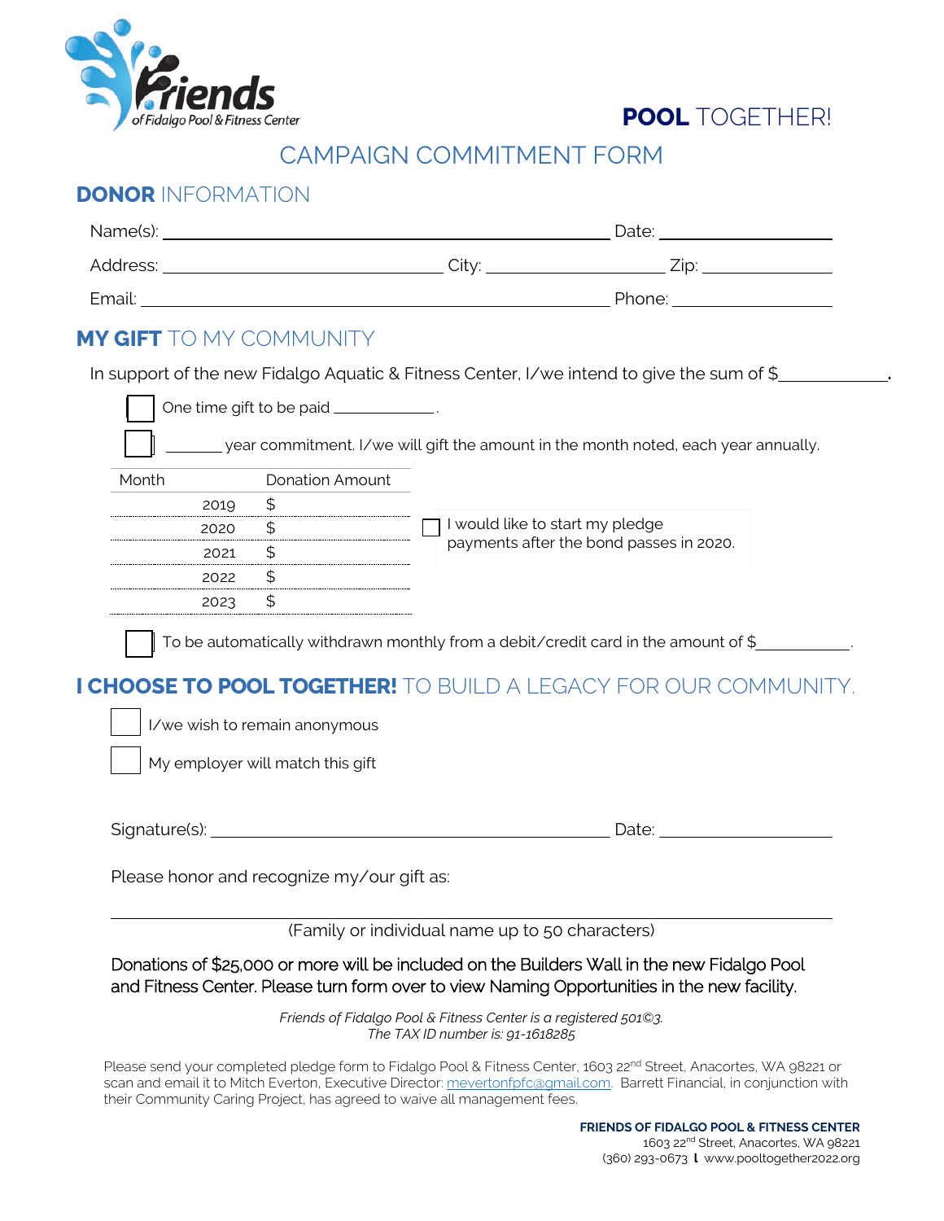Friends of Fidalgo Pool & Fitness Center

**POOL** TOGETHER!

# CAMPAIGN COMMITMENT FORM

## **DONOR** INFORMATION

Name(s): ______________________________________ Date: ______________

Address: ______________________ City: ______________ Zip: ___________

Email: ______________________________________ Phone: ______________

## **MY GIFT** TO MY COMMUNITY

In support of the new Fidalgo Aquatic & Fitness Center, I/we intend to give the sum of $__________.

☐ One time gift to be paid __________.

☐ ______ year commitment. I/we will gift the amount in the month noted, each year annually.

| Month | Donation Amount |
|---|---|
| 2019 | $ |
| 2020 | $ |
| 2021 | $ |
| 2022 | $ |
| 2023 | $ |

☐ I would like to start my pledge payments after the bond passes in 2020.

☐ To be automatically withdrawn monthly from a debit/credit card in the amount of $__________.

## **I CHOOSE TO POOL TOGETHER!** TO BUILD A LEGACY FOR OUR COMMUNITY.

☐ I/we wish to remain anonymous

☐ My employer will match this gift

Signature(s): ______________________________________ Date: ______________

Please honor and recognize my/our gift as:

______________________________________________________________

(Family or individual name up to 50 characters)

Donations of $25,000 or more will be included on the Builders Wall in the new Fidalgo Pool and Fitness Center. Please turn form over to view Naming Opportunities in the new facility.

*Friends of Fidalgo Pool & Fitness Center is a registered 501©3.*
*The TAX ID number is: 91-1618285*

Please send your completed pledge form to Fidalgo Pool & Fitness Center, 1603 22nd Street, Anacortes, WA 98221 or scan and email it to Mitch Everton, Executive Director: mevertonfpfc@gmail.com. Barrett Financial, in conjunction with their Community Caring Project, has agreed to waive all management fees.

**FRIENDS OF FIDALGO POOL & FITNESS CENTER**
1603 22nd Street, Anacortes, WA 98221
(360) 293-0673 l www.pooltogether2022.org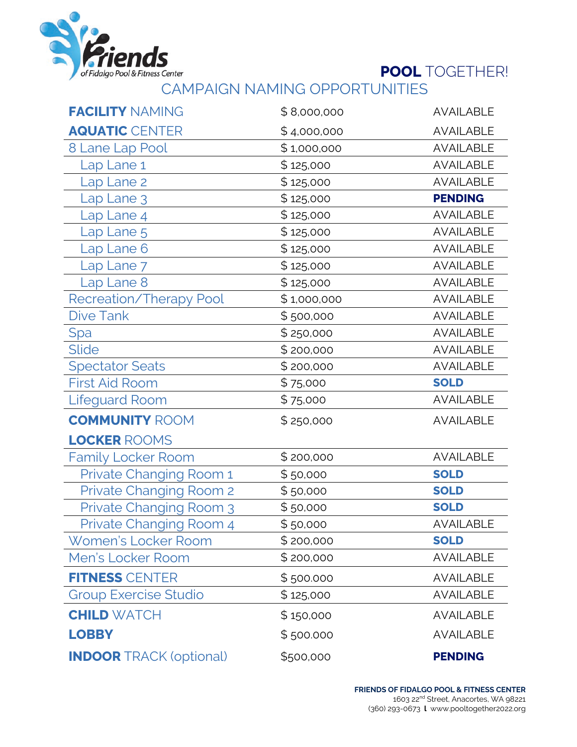**Friends** of Fidalgo Pool & Fitness Center

## **POOL** TOGETHER!

## CAMPAIGN NAMING OPPORTUNITIES

| | | |
|---|---|---|
| **FACILITY** NAMING | $ 8,000,000 | AVAILABLE |
| **AQUATIC** CENTER | $ 4,000,000 | AVAILABLE |
| 8 Lane Lap Pool | $ 1,000,000 | AVAILABLE |
| Lap Lane 1 | $ 125,000 | AVAILABLE |
| Lap Lane 2 | $ 125,000 | AVAILABLE |
| Lap Lane 3 | $ 125,000 | **PENDING** |
| Lap Lane 4 | $ 125,000 | AVAILABLE |
| Lap Lane 5 | $ 125,000 | AVAILABLE |
| Lap Lane 6 | $ 125,000 | AVAILABLE |
| Lap Lane 7 | $ 125,000 | AVAILABLE |
| Lap Lane 8 | $ 125,000 | AVAILABLE |
| Recreation/Therapy Pool | $ 1,000,000 | AVAILABLE |
| Dive Tank | $ 500,000 | AVAILABLE |
| Spa | $ 250,000 | AVAILABLE |
| Slide | $ 200,000 | AVAILABLE |
| Spectator Seats | $ 200,000 | AVAILABLE |
| First Aid Room | $ 75,000 | **SOLD** |
| Lifeguard Room | $ 75,000 | AVAILABLE |
| **COMMUNITY** ROOM | $ 250,000 | AVAILABLE |
| **LOCKER** ROOMS | | |
| Family Locker Room | $ 200,000 | AVAILABLE |
| Private Changing Room 1 | $ 50,000 | **SOLD** |
| Private Changing Room 2 | $ 50,000 | **SOLD** |
| Private Changing Room 3 | $ 50,000 | **SOLD** |
| Private Changing Room 4 | $ 50,000 | AVAILABLE |
| Women's Locker Room | $ 200,000 | **SOLD** |
| Men's Locker Room | $ 200,000 | AVAILABLE |
| **FITNESS** CENTER | $ 500.000 | AVAILABLE |
| Group Exercise Studio | $ 125,000 | AVAILABLE |
| **CHILD** WATCH | $ 150,000 | AVAILABLE |
| **LOBBY** | $ 500.000 | AVAILABLE |
| **INDOOR** TRACK (optional) | $500,000 | **PENDING** |

**FRIENDS OF FIDALGO POOL & FITNESS CENTER**
1603 22nd Street, Anacortes, WA 98221
(360) 293-0673 l www.pooltogether2022.org